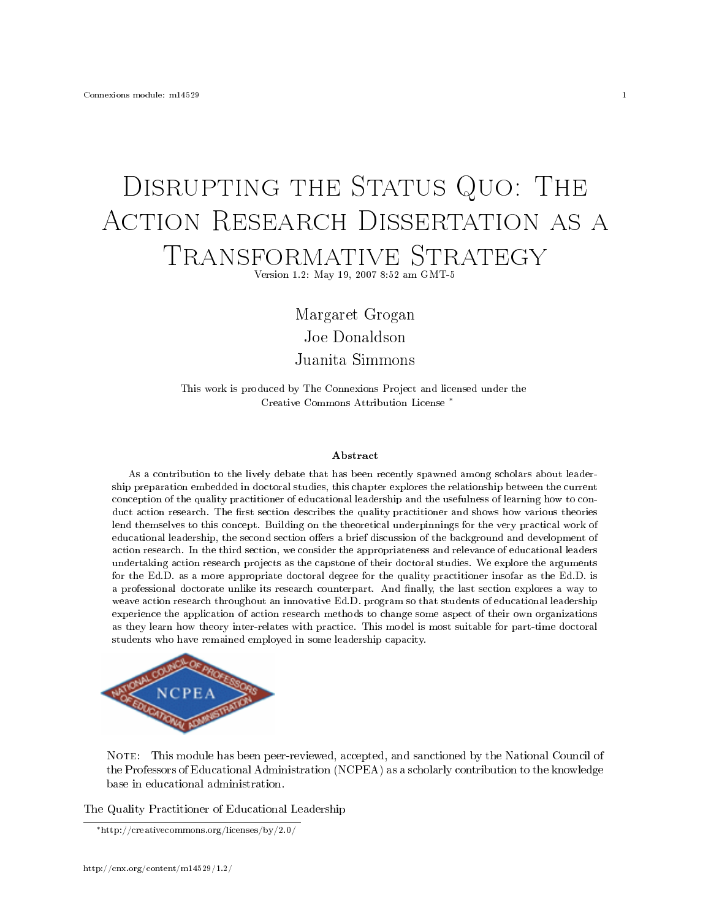# Disrupting the Status Quo: The Action Research Dissertation as a Transformative Strategy

Version 1.2: May 19, 2007 8:52 am GMT-5

Margaret Grogan
Joe Donaldson
Juanita Simmons

This work is produced by The Connexions Project and licensed under the Creative Commons Attribution License [*]

**Abstract**

As a contribution to the lively debate that has been recently spawned among scholars about leadership preparation embedded in doctoral studies, this chapter explores the relationship between the current conception of the quality practitioner of educational leadership and the usefulness of learning how to conduct action research. The first section describes the quality practitioner and shows how various theories lend themselves to this concept. Building on the theoretical underpinnings for the very practical work of educational leadership, the second section offers a brief discussion of the background and development of action research. In the third section, we consider the appropriateness and relevance of educational leaders undertaking action research projects as the capstone of their doctoral studies. We explore the arguments for the Ed.D. as a more appropriate doctoral degree for the quality practitioner insofar as the Ed.D. is a professional doctorate unlike its research counterpart. And finally, the last section explores a way to weave action research throughout an innovative Ed.D. program so that students of educational leadership experience the application of action research methods to change some aspect of their own organizations as they learn how theory inter-relates with practice. This model is most suitable for part-time doctoral students who have remained employed in some leadership capacity.

NOTE: This module has been peer-reviewed, accepted, and sanctioned by the National Council of the Professors of Educational Administration (NCPEA) as a scholarly contribution to the knowledge base in educational administration.

## The Quality Practitioner of Educational Leadership

[*] http://creativecommons.org/licenses/by/2.0/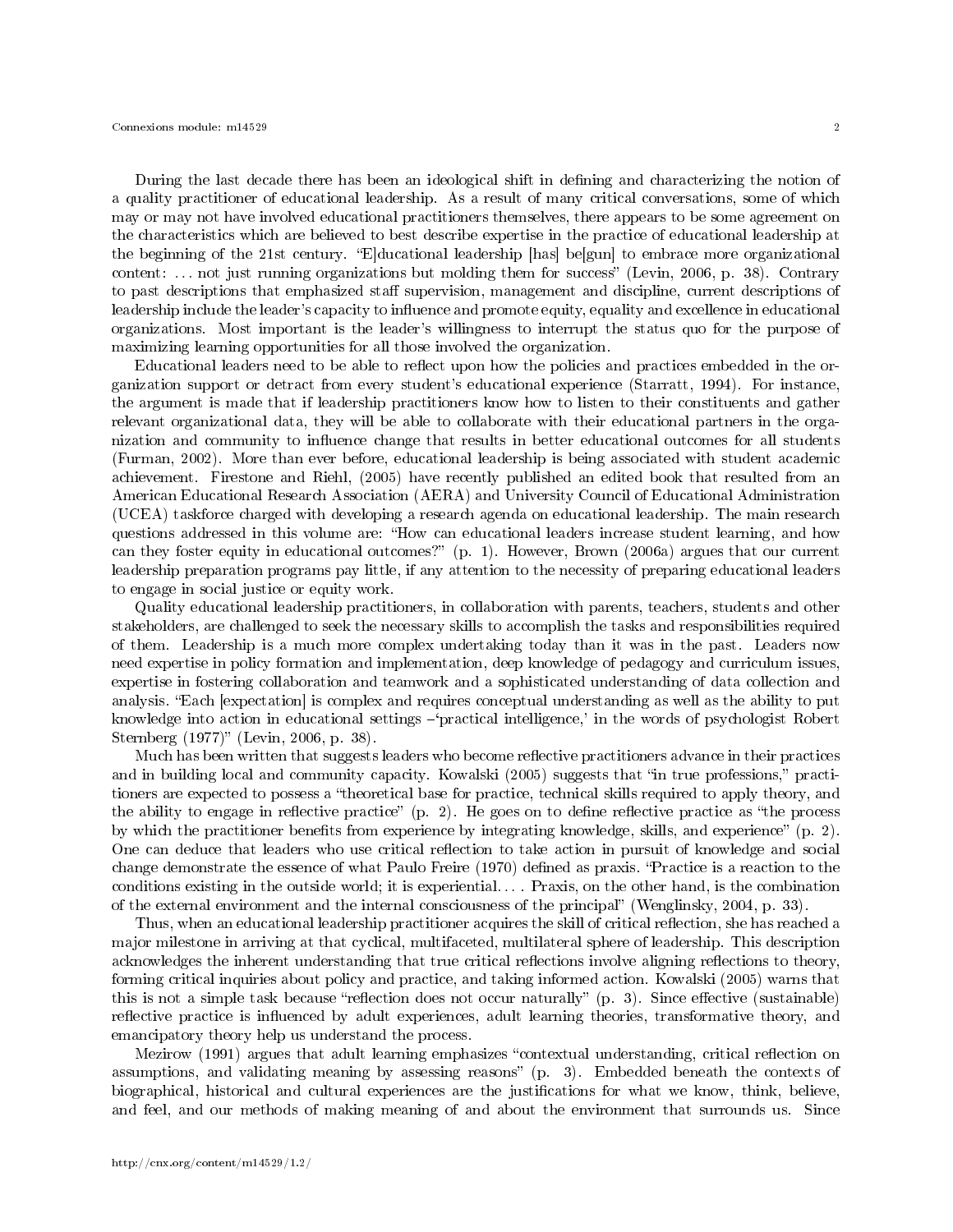During the last decade there has been an ideological shift in defining and characterizing the notion of a quality practitioner of educational leadership. As a result of many critical conversations, some of which may or may not have involved educational practitioners themselves, there appears to be some agreement on the characteristics which are believed to best describe expertise in the practice of educational leadership at the beginning of the 21st century. "E]ducational leadership [has] be[gun] to embrace more organizational content: . . . not just running organizations but molding them for success" (Levin, 2006, p. 38). Contrary to past descriptions that emphasized staff supervision, management and discipline, current descriptions of leadership include the leader's capacity to influence and promote equity, equality and excellence in educational organizations. Most important is the leader's willingness to interrupt the status quo for the purpose of maximizing learning opportunities for all those involved the organization.

Educational leaders need to be able to reflect upon how the policies and practices embedded in the organization support or detract from every student's educational experience (Starratt, 1994). For instance, the argument is made that if leadership practitioners know how to listen to their constituents and gather relevant organizational data, they will be able to collaborate with their educational partners in the organization and community to influence change that results in better educational outcomes for all students (Furman, 2002). More than ever before, educational leadership is being associated with student academic achievement. Firestone and Riehl, (2005) have recently published an edited book that resulted from an American Educational Research Association (AERA) and University Council of Educational Administration (UCEA) taskforce charged with developing a research agenda on educational leadership. The main research questions addressed in this volume are: "How can educational leaders increase student learning, and how can they foster equity in educational outcomes?" (p. 1). However, Brown (2006a) argues that our current leadership preparation programs pay little, if any attention to the necessity of preparing educational leaders to engage in social justice or equity work.

Quality educational leadership practitioners, in collaboration with parents, teachers, students and other stakeholders, are challenged to seek the necessary skills to accomplish the tasks and responsibilities required of them. Leadership is a much more complex undertaking today than it was in the past. Leaders now need expertise in policy formation and implementation, deep knowledge of pedagogy and curriculum issues, expertise in fostering collaboration and teamwork and a sophisticated understanding of data collection and analysis. "Each [expectation] is complex and requires conceptual understanding as well as the ability to put knowledge into action in educational settings –'practical intelligence,' in the words of psychologist Robert Sternberg (1977)" (Levin, 2006, p. 38).

Much has been written that suggests leaders who become reflective practitioners advance in their practices and in building local and community capacity. Kowalski (2005) suggests that "in true professions," practitioners are expected to possess a "theoretical base for practice, technical skills required to apply theory, and the ability to engage in reflective practice" (p. 2). He goes on to define reflective practice as "the process by which the practitioner benefits from experience by integrating knowledge, skills, and experience" (p. 2). One can deduce that leaders who use critical reflection to take action in pursuit of knowledge and social change demonstrate the essence of what Paulo Freire (1970) defined as praxis. "Practice is a reaction to the conditions existing in the outside world; it is experiential. . . . Praxis, on the other hand, is the combination of the external environment and the internal consciousness of the principal" (Wenglinsky, 2004, p. 33).

Thus, when an educational leadership practitioner acquires the skill of critical reflection, she has reached a major milestone in arriving at that cyclical, multifaceted, multilateral sphere of leadership. This description acknowledges the inherent understanding that true critical reflections involve aligning reflections to theory, forming critical inquiries about policy and practice, and taking informed action. Kowalski (2005) warns that this is not a simple task because "reflection does not occur naturally" (p. 3). Since effective (sustainable) reflective practice is influenced by adult experiences, adult learning theories, transformative theory, and emancipatory theory help us understand the process.

Mezirow (1991) argues that adult learning emphasizes "contextual understanding, critical reflection on assumptions, and validating meaning by assessing reasons" (p. 3). Embedded beneath the contexts of biographical, historical and cultural experiences are the justifications for what we know, think, believe, and feel, and our methods of making meaning of and about the environment that surrounds us. Since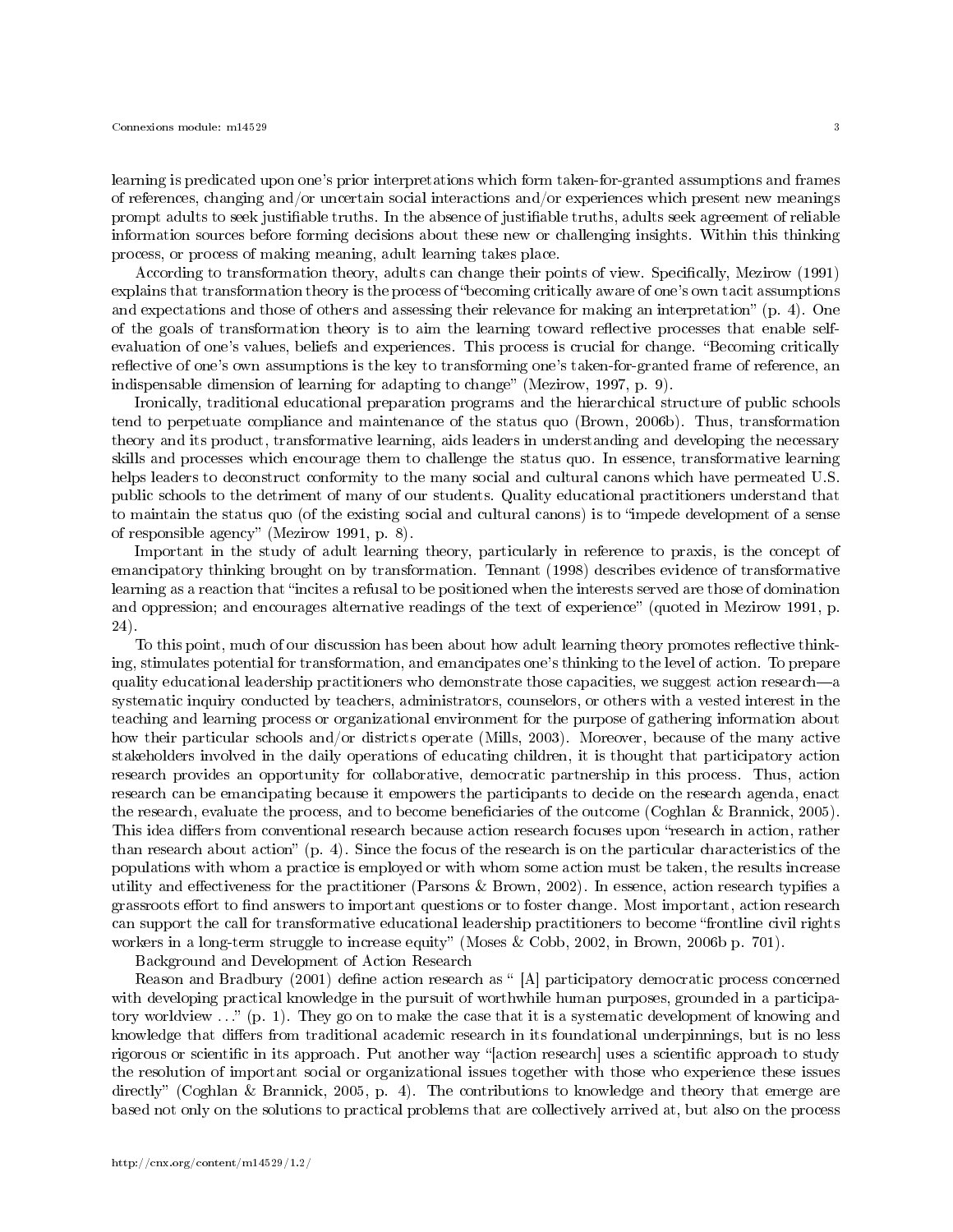learning is predicated upon one's prior interpretations which form taken-for-granted assumptions and frames of references, changing and/or uncertain social interactions and/or experiences which present new meanings prompt adults to seek justifiable truths. In the absence of justifiable truths, adults seek agreement of reliable information sources before forming decisions about these new or challenging insights. Within this thinking process, or process of making meaning, adult learning takes place.

According to transformation theory, adults can change their points of view. Specifically, Mezirow (1991) explains that transformation theory is the process of "becoming critically aware of one's own tacit assumptions and expectations and those of others and assessing their relevance for making an interpretation" (p. 4). One of the goals of transformation theory is to aim the learning toward reflective processes that enable self-evaluation of one's values, beliefs and experiences. This process is crucial for change. "Becoming critically reflective of one's own assumptions is the key to transforming one's taken-for-granted frame of reference, an indispensable dimension of learning for adapting to change" (Mezirow, 1997, p. 9).

Ironically, traditional educational preparation programs and the hierarchical structure of public schools tend to perpetuate compliance and maintenance of the status quo (Brown, 2006b). Thus, transformation theory and its product, transformative learning, aids leaders in understanding and developing the necessary skills and processes which encourage them to challenge the status quo. In essence, transformative learning helps leaders to deconstruct conformity to the many social and cultural canons which have permeated U.S. public schools to the detriment of many of our students. Quality educational practitioners understand that to maintain the status quo (of the existing social and cultural canons) is to "impede development of a sense of responsible agency" (Mezirow 1991, p. 8).

Important in the study of adult learning theory, particularly in reference to praxis, is the concept of emancipatory thinking brought on by transformation. Tennant (1998) describes evidence of transformative learning as a reaction that "incites a refusal to be positioned when the interests served are those of domination and oppression; and encourages alternative readings of the text of experience" (quoted in Mezirow 1991, p. 24).

To this point, much of our discussion has been about how adult learning theory promotes reflective thinking, stimulates potential for transformation, and emancipates one's thinking to the level of action. To prepare quality educational leadership practitioners who demonstrate those capacities, we suggest action research—a systematic inquiry conducted by teachers, administrators, counselors, or others with a vested interest in the teaching and learning process or organizational environment for the purpose of gathering information about how their particular schools and/or districts operate (Mills, 2003). Moreover, because of the many active stakeholders involved in the daily operations of educating children, it is thought that participatory action research provides an opportunity for collaborative, democratic partnership in this process. Thus, action research can be emancipating because it empowers the participants to decide on the research agenda, enact the research, evaluate the process, and to become beneficiaries of the outcome (Coghlan & Brannick, 2005). This idea differs from conventional research because action research focuses upon "research in action, rather than research about action" (p. 4). Since the focus of the research is on the particular characteristics of the populations with whom a practice is employed or with whom some action must be taken, the results increase utility and effectiveness for the practitioner (Parsons & Brown, 2002). In essence, action research typifies a grassroots effort to find answers to important questions or to foster change. Most important, action research can support the call for transformative educational leadership practitioners to become "frontline civil rights workers in a long-term struggle to increase equity" (Moses & Cobb, 2002, in Brown, 2006b p. 701).

Background and Development of Action Research

Reason and Bradbury (2001) define action research as " [A] participatory democratic process concerned with developing practical knowledge in the pursuit of worthwhile human purposes, grounded in a participatory worldview . . ." (p. 1). They go on to make the case that it is a systematic development of knowing and knowledge that differs from traditional academic research in its foundational underpinnings, but is no less rigorous or scientific in its approach. Put another way "[action research] uses a scientific approach to study the resolution of important social or organizational issues together with those who experience these issues directly" (Coghlan & Brannick, 2005, p. 4). The contributions to knowledge and theory that emerge are based not only on the solutions to practical problems that are collectively arrived at, but also on the process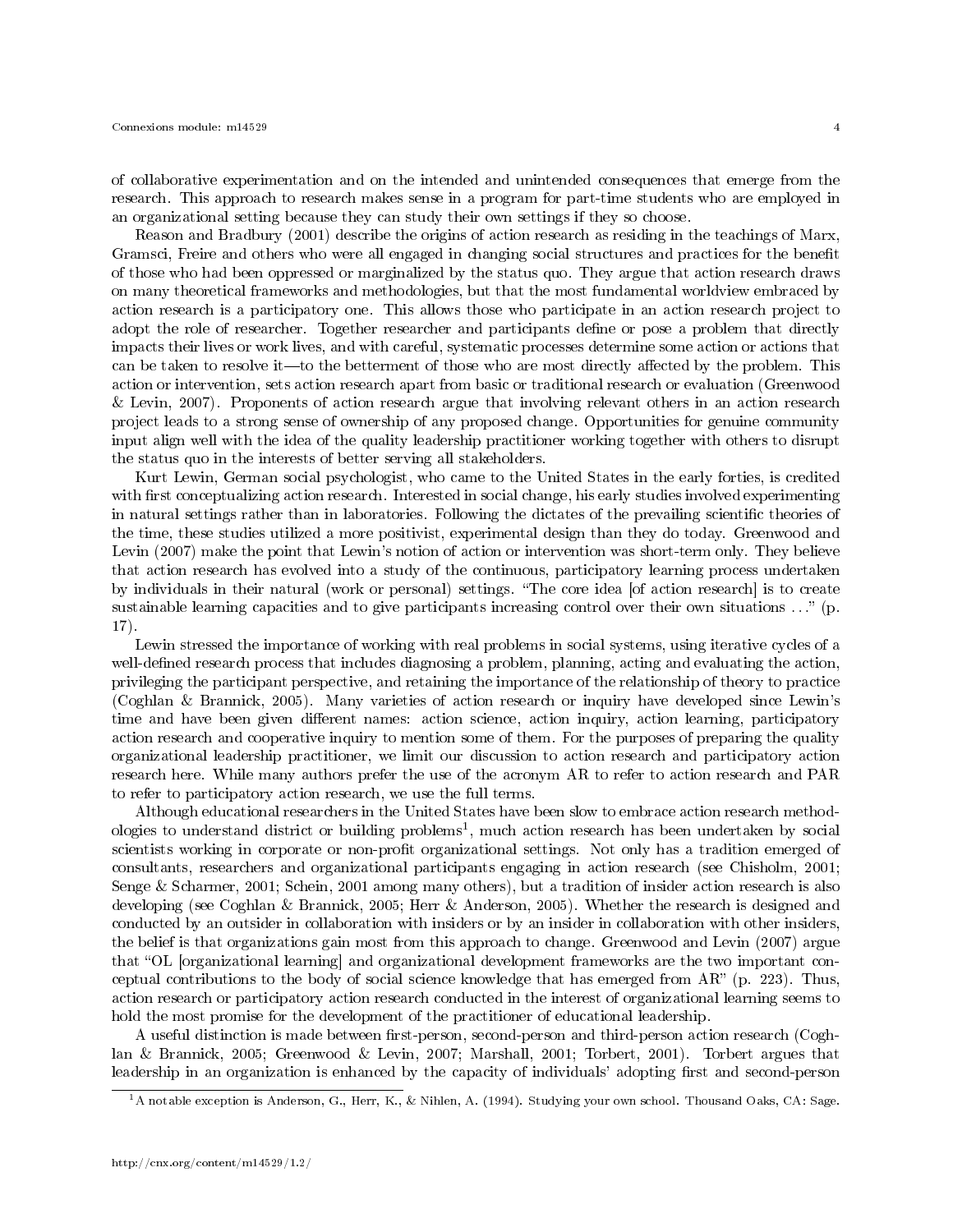of collaborative experimentation and on the intended and unintended consequences that emerge from the research. This approach to research makes sense in a program for part-time students who are employed in an organizational setting because they can study their own settings if they so choose.

Reason and Bradbury (2001) describe the origins of action research as residing in the teachings of Marx, Gramsci, Freire and others who were all engaged in changing social structures and practices for the benefit of those who had been oppressed or marginalized by the status quo. They argue that action research draws on many theoretical frameworks and methodologies, but that the most fundamental worldview embraced by action research is a participatory one. This allows those who participate in an action research project to adopt the role of researcher. Together researcher and participants define or pose a problem that directly impacts their lives or work lives, and with careful, systematic processes determine some action or actions that can be taken to resolve it—to the betterment of those who are most directly affected by the problem. This action or intervention, sets action research apart from basic or traditional research or evaluation (Greenwood & Levin, 2007). Proponents of action research argue that involving relevant others in an action research project leads to a strong sense of ownership of any proposed change. Opportunities for genuine community input align well with the idea of the quality leadership practitioner working together with others to disrupt the status quo in the interests of better serving all stakeholders.

Kurt Lewin, German social psychologist, who came to the United States in the early forties, is credited with first conceptualizing action research. Interested in social change, his early studies involved experimenting in natural settings rather than in laboratories. Following the dictates of the prevailing scientific theories of the time, these studies utilized a more positivist, experimental design than they do today. Greenwood and Levin (2007) make the point that Lewin's notion of action or intervention was short-term only. They believe that action research has evolved into a study of the continuous, participatory learning process undertaken by individuals in their natural (work or personal) settings. "The core idea [of action research] is to create sustainable learning capacities and to give participants increasing control over their own situations . . ." (p. 17).

Lewin stressed the importance of working with real problems in social systems, using iterative cycles of a well-defined research process that includes diagnosing a problem, planning, acting and evaluating the action, privileging the participant perspective, and retaining the importance of the relationship of theory to practice (Coghlan & Brannick, 2005). Many varieties of action research or inquiry have developed since Lewin's time and have been given different names: action science, action inquiry, action learning, participatory action research and cooperative inquiry to mention some of them. For the purposes of preparing the quality organizational leadership practitioner, we limit our discussion to action research and participatory action research here. While many authors prefer the use of the acronym AR to refer to action research and PAR to refer to participatory action research, we use the full terms.

Although educational researchers in the United States have been slow to embrace action research methodologies to understand district or building problems[1], much action research has been undertaken by social scientists working in corporate or non-profit organizational settings. Not only has a tradition emerged of consultants, researchers and organizational participants engaging in action research (see Chisholm, 2001; Senge & Scharmer, 2001; Schein, 2001 among many others), but a tradition of insider action research is also developing (see Coghlan & Brannick, 2005; Herr & Anderson, 2005). Whether the research is designed and conducted by an outsider in collaboration with insiders or by an insider in collaboration with other insiders, the belief is that organizations gain most from this approach to change. Greenwood and Levin (2007) argue that "OL [organizational learning] and organizational development frameworks are the two important conceptual contributions to the body of social science knowledge that has emerged from AR" (p. 223). Thus, action research or participatory action research conducted in the interest of organizational learning seems to hold the most promise for the development of the practitioner of educational leadership.

A useful distinction is made between first-person, second-person and third-person action research (Coghlan & Brannick, 2005; Greenwood & Levin, 2007; Marshall, 2001; Torbert, 2001). Torbert argues that leadership in an organization is enhanced by the capacity of individuals' adopting first and second-person

[1] A notable exception is Anderson, G., Herr, K., & Nihlen, A. (1994). Studying your own school. Thousand Oaks, CA: Sage.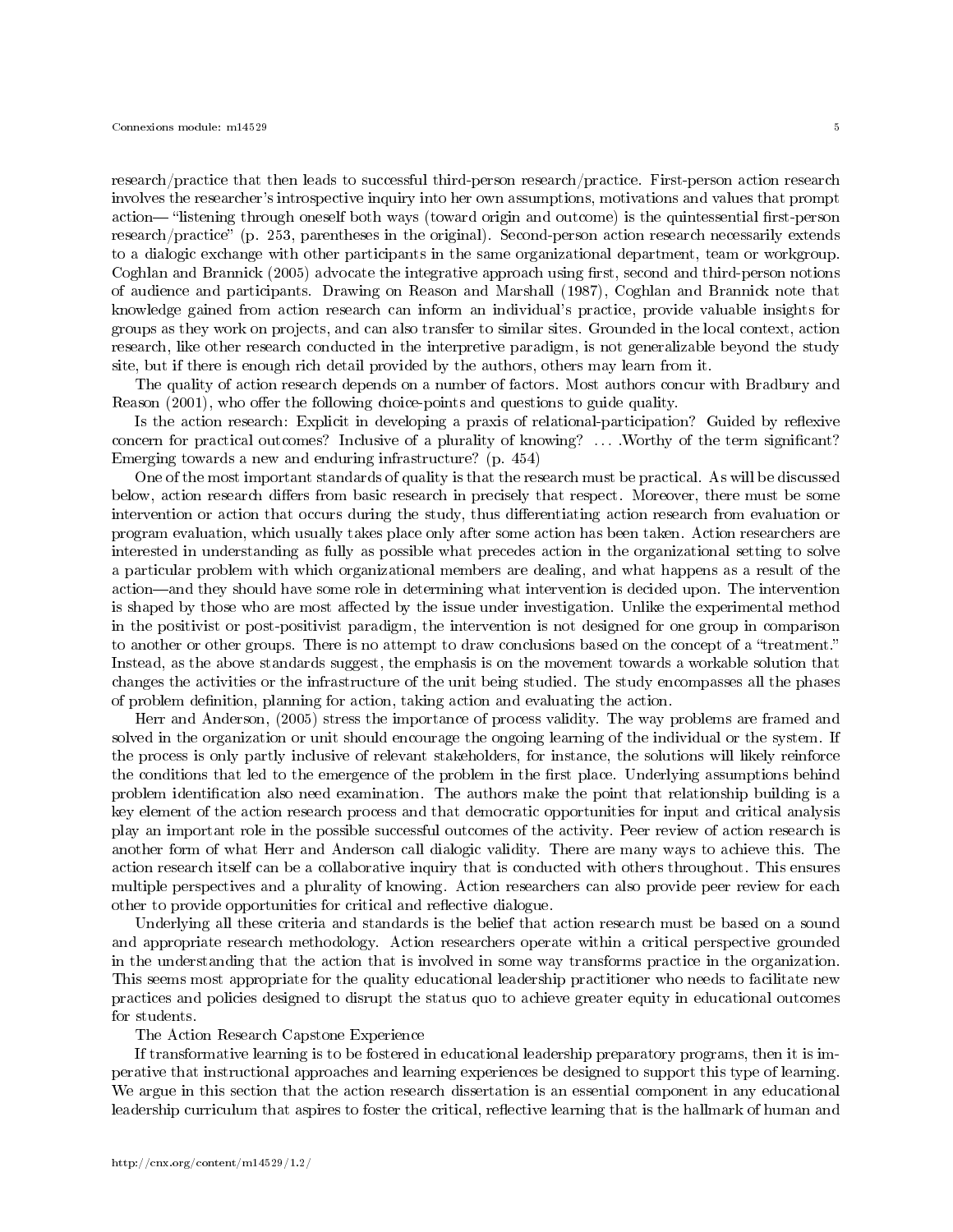research/practice that then leads to successful third-person research/practice. First-person action research involves the researcher's introspective inquiry into her own assumptions, motivations and values that prompt action— "listening through oneself both ways (toward origin and outcome) is the quintessential first-person research/practice" (p. 253, parentheses in the original). Second-person action research necessarily extends to a dialogic exchange with other participants in the same organizational department, team or workgroup. Coghlan and Brannick (2005) advocate the integrative approach using first, second and third-person notions of audience and participants. Drawing on Reason and Marshall (1987), Coghlan and Brannick note that knowledge gained from action research can inform an individual's practice, provide valuable insights for groups as they work on projects, and can also transfer to similar sites. Grounded in the local context, action research, like other research conducted in the interpretive paradigm, is not generalizable beyond the study site, but if there is enough rich detail provided by the authors, others may learn from it.

The quality of action research depends on a number of factors. Most authors concur with Bradbury and Reason (2001), who offer the following choice-points and questions to guide quality.

Is the action research: Explicit in developing a praxis of relational-participation? Guided by reflexive concern for practical outcomes? Inclusive of a plurality of knowing? . . . .Worthy of the term significant? Emerging towards a new and enduring infrastructure? (p. 454)

One of the most important standards of quality is that the research must be practical. As will be discussed below, action research differs from basic research in precisely that respect. Moreover, there must be some intervention or action that occurs during the study, thus differentiating action research from evaluation or program evaluation, which usually takes place only after some action has been taken. Action researchers are interested in understanding as fully as possible what precedes action in the organizational setting to solve a particular problem with which organizational members are dealing, and what happens as a result of the action—and they should have some role in determining what intervention is decided upon. The intervention is shaped by those who are most affected by the issue under investigation. Unlike the experimental method in the positivist or post-positivist paradigm, the intervention is not designed for one group in comparison to another or other groups. There is no attempt to draw conclusions based on the concept of a "treatment." Instead, as the above standards suggest, the emphasis is on the movement towards a workable solution that changes the activities or the infrastructure of the unit being studied. The study encompasses all the phases of problem definition, planning for action, taking action and evaluating the action.

Herr and Anderson, (2005) stress the importance of process validity. The way problems are framed and solved in the organization or unit should encourage the ongoing learning of the individual or the system. If the process is only partly inclusive of relevant stakeholders, for instance, the solutions will likely reinforce the conditions that led to the emergence of the problem in the first place. Underlying assumptions behind problem identification also need examination. The authors make the point that relationship building is a key element of the action research process and that democratic opportunities for input and critical analysis play an important role in the possible successful outcomes of the activity. Peer review of action research is another form of what Herr and Anderson call dialogic validity. There are many ways to achieve this. The action research itself can be a collaborative inquiry that is conducted with others throughout. This ensures multiple perspectives and a plurality of knowing. Action researchers can also provide peer review for each other to provide opportunities for critical and reflective dialogue.

Underlying all these criteria and standards is the belief that action research must be based on a sound and appropriate research methodology. Action researchers operate within a critical perspective grounded in the understanding that the action that is involved in some way transforms practice in the organization. This seems most appropriate for the quality educational leadership practitioner who needs to facilitate new practices and policies designed to disrupt the status quo to achieve greater equity in educational outcomes for students.

## The Action Research Capstone Experience

If transformative learning is to be fostered in educational leadership preparatory programs, then it is imperative that instructional approaches and learning experiences be designed to support this type of learning. We argue in this section that the action research dissertation is an essential component in any educational leadership curriculum that aspires to foster the critical, reflective learning that is the hallmark of human and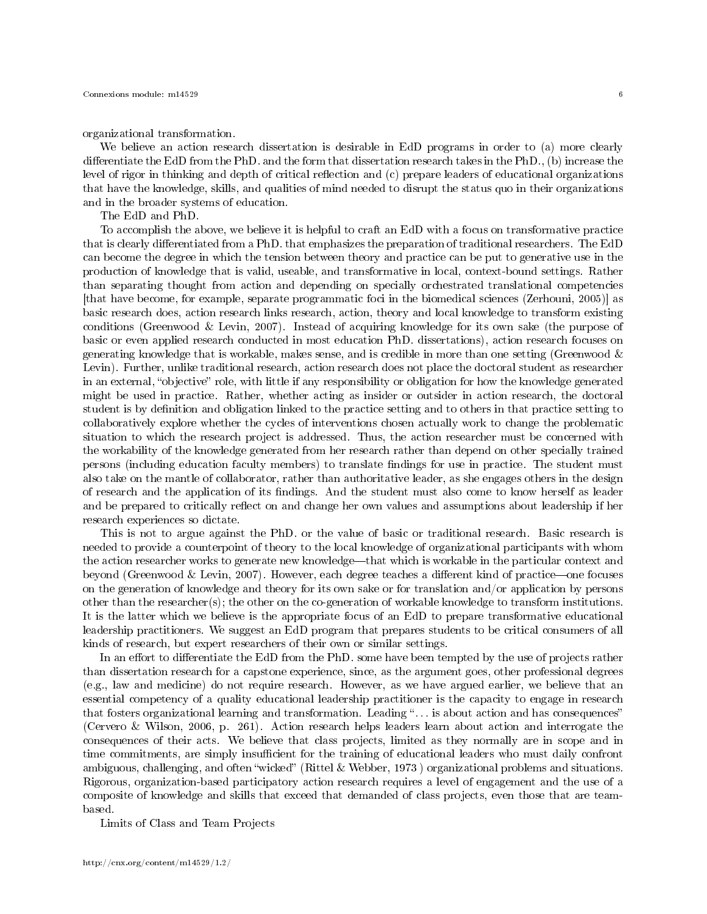organizational transformation.

We believe an action research dissertation is desirable in EdD programs in order to (a) more clearly differentiate the EdD from the PhD. and the form that dissertation research takes in the PhD., (b) increase the level of rigor in thinking and depth of critical reflection and (c) prepare leaders of educational organizations that have the knowledge, skills, and qualities of mind needed to disrupt the status quo in their organizations and in the broader systems of education.

## The EdD and PhD.

To accomplish the above, we believe it is helpful to craft an EdD with a focus on transformative practice that is clearly differentiated from a PhD. that emphasizes the preparation of traditional researchers. The EdD can become the degree in which the tension between theory and practice can be put to generative use in the production of knowledge that is valid, useable, and transformative in local, context-bound settings. Rather than separating thought from action and depending on specially orchestrated translational competencies [that have become, for example, separate programmatic foci in the biomedical sciences (Zerhouni, 2005)] as basic research does, action research links research, action, theory and local knowledge to transform existing conditions (Greenwood & Levin, 2007). Instead of acquiring knowledge for its own sake (the purpose of basic or even applied research conducted in most education PhD. dissertations), action research focuses on generating knowledge that is workable, makes sense, and is credible in more than one setting (Greenwood & Levin). Further, unlike traditional research, action research does not place the doctoral student as researcher in an external, "objective" role, with little if any responsibility or obligation for how the knowledge generated might be used in practice. Rather, whether acting as insider or outsider in action research, the doctoral student is by definition and obligation linked to the practice setting and to others in that practice setting to collaboratively explore whether the cycles of interventions chosen actually work to change the problematic situation to which the research project is addressed. Thus, the action researcher must be concerned with the workability of the knowledge generated from her research rather than depend on other specially trained persons (including education faculty members) to translate findings for use in practice. The student must also take on the mantle of collaborator, rather than authoritative leader, as she engages others in the design of research and the application of its findings. And the student must also come to know herself as leader and be prepared to critically reflect on and change her own values and assumptions about leadership if her research experiences so dictate.

This is not to argue against the PhD. or the value of basic or traditional research. Basic research is needed to provide a counterpoint of theory to the local knowledge of organizational participants with whom the action researcher works to generate new knowledge—that which is workable in the particular context and beyond (Greenwood & Levin, 2007). However, each degree teaches a different kind of practice—one focuses on the generation of knowledge and theory for its own sake or for translation and/or application by persons other than the researcher(s); the other on the co-generation of workable knowledge to transform institutions. It is the latter which we believe is the appropriate focus of an EdD to prepare transformative educational leadership practitioners. We suggest an EdD program that prepares students to be critical consumers of all kinds of research, but expert researchers of their own or similar settings.

In an effort to differentiate the EdD from the PhD. some have been tempted by the use of projects rather than dissertation research for a capstone experience, since, as the argument goes, other professional degrees (e.g., law and medicine) do not require research. However, as we have argued earlier, we believe that an essential competency of a quality educational leadership practitioner is the capacity to engage in research that fosters organizational learning and transformation. Leading "... is about action and has consequences" (Cervero & Wilson, 2006, p. 261). Action research helps leaders learn about action and interrogate the consequences of their acts. We believe that class projects, limited as they normally are in scope and in time commitments, are simply insufficient for the training of educational leaders who must daily confront ambiguous, challenging, and often "wicked" (Rittel & Webber, 1973 ) organizational problems and situations. Rigorous, organization-based participatory action research requires a level of engagement and the use of a composite of knowledge and skills that exceed that demanded of class projects, even those that are team-based.

## Limits of Class and Team Projects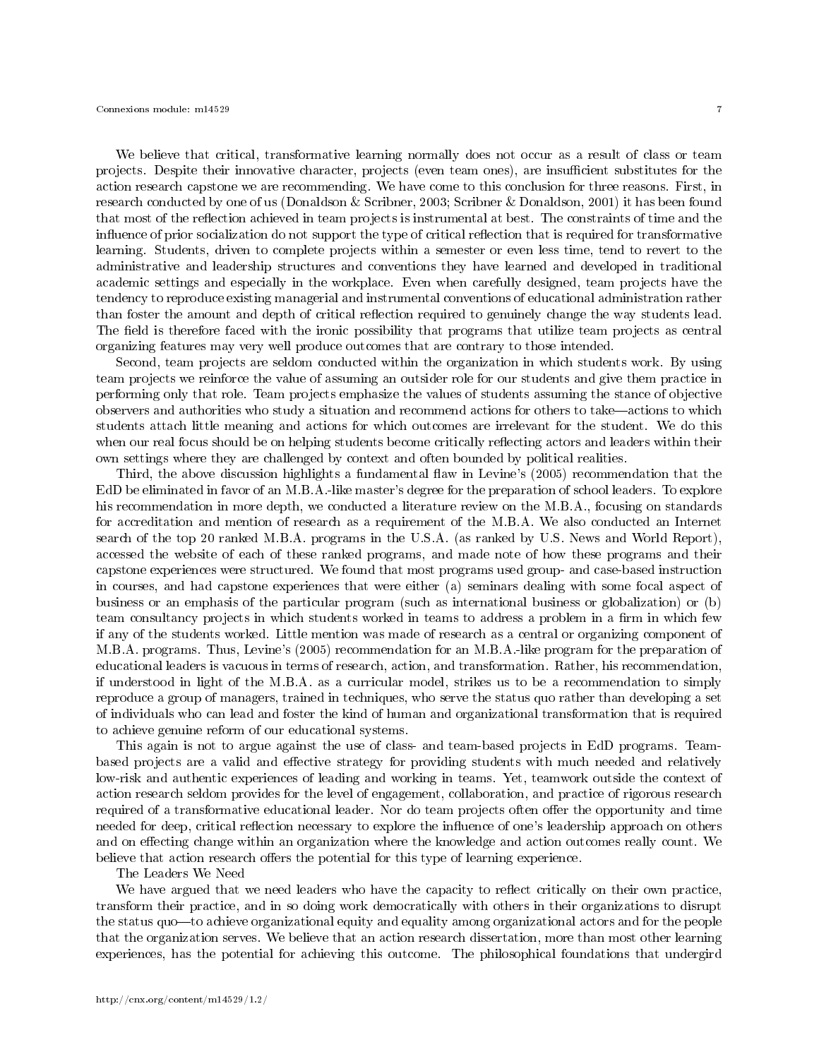We believe that critical, transformative learning normally does not occur as a result of class or team projects. Despite their innovative character, projects (even team ones), are insufficient substitutes for the action research capstone we are recommending. We have come to this conclusion for three reasons. First, in research conducted by one of us (Donaldson & Scribner, 2003; Scribner & Donaldson, 2001) it has been found that most of the reflection achieved in team projects is instrumental at best. The constraints of time and the influence of prior socialization do not support the type of critical reflection that is required for transformative learning. Students, driven to complete projects within a semester or even less time, tend to revert to the administrative and leadership structures and conventions they have learned and developed in traditional academic settings and especially in the workplace. Even when carefully designed, team projects have the tendency to reproduce existing managerial and instrumental conventions of educational administration rather than foster the amount and depth of critical reflection required to genuinely change the way students lead. The field is therefore faced with the ironic possibility that programs that utilize team projects as central organizing features may very well produce outcomes that are contrary to those intended.

Second, team projects are seldom conducted within the organization in which students work. By using team projects we reinforce the value of assuming an outsider role for our students and give them practice in performing only that role. Team projects emphasize the values of students assuming the stance of objective observers and authorities who study a situation and recommend actions for others to take—actions to which students attach little meaning and actions for which outcomes are irrelevant for the student. We do this when our real focus should be on helping students become critically reflecting actors and leaders within their own settings where they are challenged by context and often bounded by political realities.

Third, the above discussion highlights a fundamental flaw in Levine's (2005) recommendation that the EdD be eliminated in favor of an M.B.A.-like master's degree for the preparation of school leaders. To explore his recommendation in more depth, we conducted a literature review on the M.B.A., focusing on standards for accreditation and mention of research as a requirement of the M.B.A. We also conducted an Internet search of the top 20 ranked M.B.A. programs in the U.S.A. (as ranked by U.S. News and World Report), accessed the website of each of these ranked programs, and made note of how these programs and their capstone experiences were structured. We found that most programs used group- and case-based instruction in courses, and had capstone experiences that were either (a) seminars dealing with some focal aspect of business or an emphasis of the particular program (such as international business or globalization) or (b) team consultancy projects in which students worked in teams to address a problem in a firm in which few if any of the students worked. Little mention was made of research as a central or organizing component of M.B.A. programs. Thus, Levine's (2005) recommendation for an M.B.A.-like program for the preparation of educational leaders is vacuous in terms of research, action, and transformation. Rather, his recommendation, if understood in light of the M.B.A. as a curricular model, strikes us to be a recommendation to simply reproduce a group of managers, trained in techniques, who serve the status quo rather than developing a set of individuals who can lead and foster the kind of human and organizational transformation that is required to achieve genuine reform of our educational systems.

This again is not to argue against the use of class- and team-based projects in EdD programs. Team-based projects are a valid and effective strategy for providing students with much needed and relatively low-risk and authentic experiences of leading and working in teams. Yet, teamwork outside the context of action research seldom provides for the level of engagement, collaboration, and practice of rigorous research required of a transformative educational leader. Nor do team projects often offer the opportunity and time needed for deep, critical reflection necessary to explore the influence of one's leadership approach on others and on effecting change within an organization where the knowledge and action outcomes really count. We believe that action research offers the potential for this type of learning experience.

The Leaders We Need

We have argued that we need leaders who have the capacity to reflect critically on their own practice, transform their practice, and in so doing work democratically with others in their organizations to disrupt the status quo—to achieve organizational equity and equality among organizational actors and for the people that the organization serves. We believe that an action research dissertation, more than most other learning experiences, has the potential for achieving this outcome. The philosophical foundations that undergird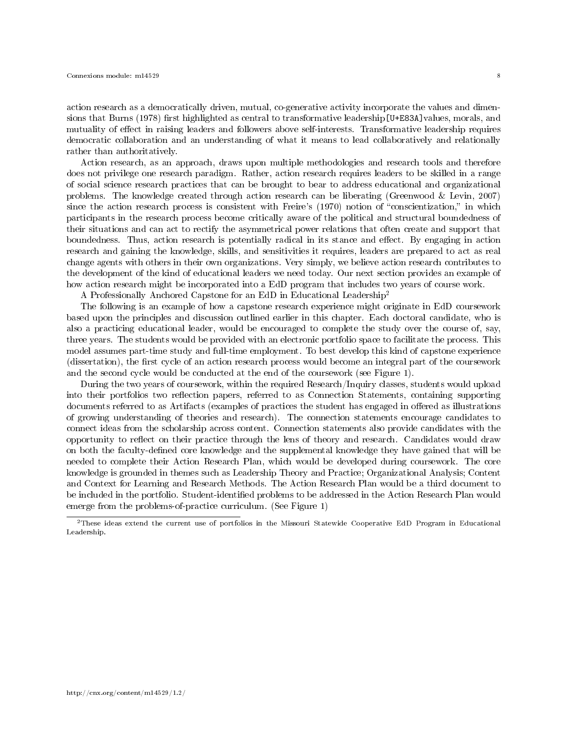action research as a democratically driven, mutual, co-generative activity incorporate the values and dimensions that Burns (1978) first highlighted as central to transformative leadership[U+E83A]values, morals, and mutuality of effect in raising leaders and followers above self-interests. Transformative leadership requires democratic collaboration and an understanding of what it means to lead collaboratively and relationally rather than authoritatively.

Action research, as an approach, draws upon multiple methodologies and research tools and therefore does not privilege one research paradigm. Rather, action research requires leaders to be skilled in a range of social science research practices that can be brought to bear to address educational and organizational problems. The knowledge created through action research can be liberating (Greenwood & Levin, 2007) since the action research process is consistent with Freire's (1970) notion of "conscientization," in which participants in the research process become critically aware of the political and structural boundedness of their situations and can act to rectify the asymmetrical power relations that often create and support that boundedness. Thus, action research is potentially radical in its stance and effect. By engaging in action research and gaining the knowledge, skills, and sensitivities it requires, leaders are prepared to act as real change agents with others in their own organizations. Very simply, we believe action research contributes to the development of the kind of educational leaders we need today. Our next section provides an example of how action research might be incorporated into a EdD program that includes two years of course work.

A Professionally Anchored Capstone for an EdD in Educational Leadership[2]

The following is an example of how a capstone research experience might originate in EdD coursework based upon the principles and discussion outlined earlier in this chapter. Each doctoral candidate, who is also a practicing educational leader, would be encouraged to complete the study over the course of, say, three years. The students would be provided with an electronic portfolio space to facilitate the process. This model assumes part-time study and full-time employment. To best develop this kind of capstone experience (dissertation), the first cycle of an action research process would become an integral part of the coursework and the second cycle would be conducted at the end of the coursework (see Figure 1).

During the two years of coursework, within the required Research/Inquiry classes, students would upload into their portfolios two reflection papers, referred to as Connection Statements, containing supporting documents referred to as Artifacts (examples of practices the student has engaged in offered as illustrations of growing understanding of theories and research). The connection statements encourage candidates to connect ideas from the scholarship across content. Connection statements also provide candidates with the opportunity to reflect on their practice through the lens of theory and research. Candidates would draw on both the faculty-defined core knowledge and the supplemental knowledge they have gained that will be needed to complete their Action Research Plan, which would be developed during coursework. The core knowledge is grounded in themes such as Leadership Theory and Practice; Organizational Analysis; Content and Context for Learning and Research Methods. The Action Research Plan would be a third document to be included in the portfolio. Student-identified problems to be addressed in the Action Research Plan would emerge from the problems-of-practice curriculum. (See Figure 1)

---

[2] These ideas extend the current use of portfolios in the Missouri Statewide Cooperative EdD Program in Educational Leadership.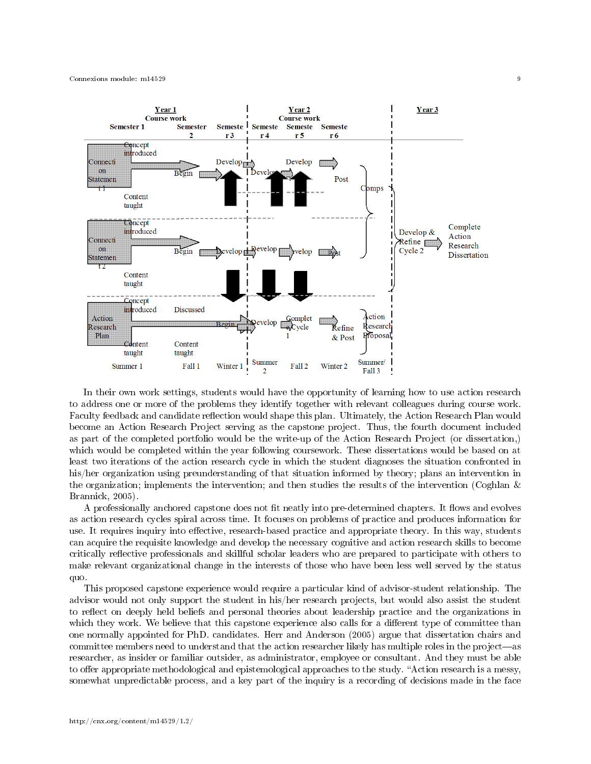| Year 1 Course work | | | Year 2 Course work | | | Year 3 |
|---|---|---|---|---|---|---|
| Semester 1 | Semester 2 | Semester 3 | Semester 4 | Semester 5 | Semester 6 | |
| Connection Statement 1: Concept introduced; Content taught | Begin | Develop | Develop | Develop | Post | Comps → Develop & Refine Cycle 2 → Complete Action Research Dissertation |
| Connection Statement 2: Concept introduced; Content taught | Begin | Develop | Develop | Develop | Post | |
| Action Research Plan: Concept introduced; Content taught | Discussed; Content taught | Begin | Develop | Complete Cycle 1 | Refine & Post | Action Research Proposal |
| Summer 1 | Fall 1 | Winter 1 | Summer 2 | Fall 2 | Winter 2 | Summer/Fall 3 |

In their own work settings, students would have the opportunity of learning how to use action research to address one or more of the problems they identify together with relevant colleagues during course work. Faculty feedback and candidate reflection would shape this plan. Ultimately, the Action Research Plan would become an Action Research Project serving as the capstone project. Thus, the fourth document included as part of the completed portfolio would be the write-up of the Action Research Project (or dissertation,) which would be completed within the year following coursework. These dissertations would be based on at least two iterations of the action research cycle in which the student diagnoses the situation confronted in his/her organization using preunderstanding of that situation informed by theory; plans an intervention in the organization; implements the intervention; and then studies the results of the intervention (Coghlan & Brannick, 2005).

A professionally anchored capstone does not fit neatly into pre-determined chapters. It flows and evolves as action research cycles spiral across time. It focuses on problems of practice and produces information for use. It requires inquiry into effective, research-based practice and appropriate theory. In this way, students can acquire the requisite knowledge and develop the necessary cognitive and action research skills to become critically reflective professionals and skillful scholar leaders who are prepared to participate with others to make relevant organizational change in the interests of those who have been less well served by the status quo.

This proposed capstone experience would require a particular kind of advisor-student relationship. The advisor would not only support the student in his/her research projects, but would also assist the student to reflect on deeply held beliefs and personal theories about leadership practice and the organizations in which they work. We believe that this capstone experience also calls for a different type of committee than one normally appointed for PhD. candidates. Herr and Anderson (2005) argue that dissertation chairs and committee members need to understand that the action researcher likely has multiple roles in the project—as researcher, as insider or familiar outsider, as administrator, employee or consultant. And they must be able to offer appropriate methodological and epistemological approaches to the study. "Action research is a messy, somewhat unpredictable process, and a key part of the inquiry is a recording of decisions made in the face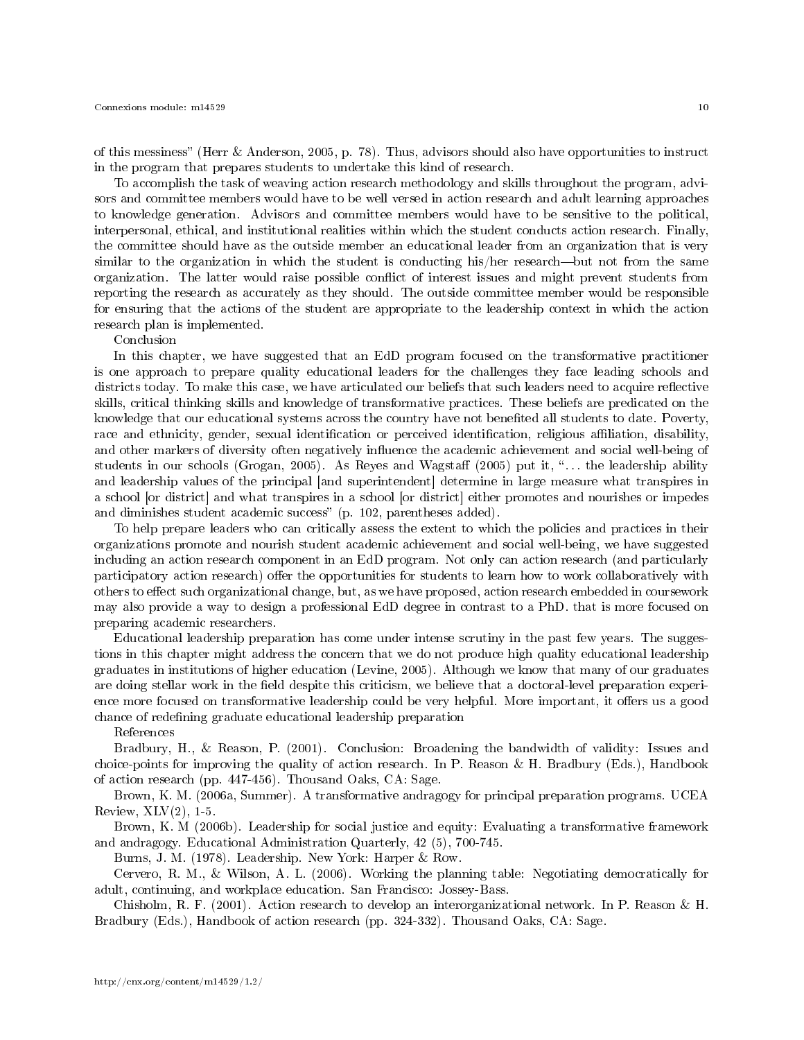of this messiness" (Herr & Anderson, 2005, p. 78). Thus, advisors should also have opportunities to instruct in the program that prepares students to undertake this kind of research.

To accomplish the task of weaving action research methodology and skills throughout the program, advisors and committee members would have to be well versed in action research and adult learning approaches to knowledge generation. Advisors and committee members would have to be sensitive to the political, interpersonal, ethical, and institutional realities within which the student conducts action research. Finally, the committee should have as the outside member an educational leader from an organization that is very similar to the organization in which the student is conducting his/her research—but not from the same organization. The latter would raise possible conflict of interest issues and might prevent students from reporting the research as accurately as they should. The outside committee member would be responsible for ensuring that the actions of the student are appropriate to the leadership context in which the action research plan is implemented.

## Conclusion

In this chapter, we have suggested that an EdD program focused on the transformative practitioner is one approach to prepare quality educational leaders for the challenges they face leading schools and districts today. To make this case, we have articulated our beliefs that such leaders need to acquire reflective skills, critical thinking skills and knowledge of transformative practices. These beliefs are predicated on the knowledge that our educational systems across the country have not benefited all students to date. Poverty, race and ethnicity, gender, sexual identification or perceived identification, religious affiliation, disability, and other markers of diversity often negatively influence the academic achievement and social well-being of students in our schools (Grogan, 2005). As Reyes and Wagstaff (2005) put it, "... the leadership ability and leadership values of the principal [and superintendent] determine in large measure what transpires in a school [or district] and what transpires in a school [or district] either promotes and nourishes or impedes and diminishes student academic success" (p. 102, parentheses added).

To help prepare leaders who can critically assess the extent to which the policies and practices in their organizations promote and nourish student academic achievement and social well-being, we have suggested including an action research component in an EdD program. Not only can action research (and particularly participatory action research) offer the opportunities for students to learn how to work collaboratively with others to effect such organizational change, but, as we have proposed, action research embedded in coursework may also provide a way to design a professional EdD degree in contrast to a PhD. that is more focused on preparing academic researchers.

Educational leadership preparation has come under intense scrutiny in the past few years. The suggestions in this chapter might address the concern that we do not produce high quality educational leadership graduates in institutions of higher education (Levine, 2005). Although we know that many of our graduates are doing stellar work in the field despite this criticism, we believe that a doctoral-level preparation experience more focused on transformative leadership could be very helpful. More important, it offers us a good chance of redefining graduate educational leadership preparation

## References

Bradbury, H., & Reason, P. (2001). Conclusion: Broadening the bandwidth of validity: Issues and choice-points for improving the quality of action research. In P. Reason & H. Bradbury (Eds.), Handbook of action research (pp. 447-456). Thousand Oaks, CA: Sage.

Brown, K. M. (2006a, Summer). A transformative andragogy for principal preparation programs. UCEA Review, XLV(2), 1-5.

Brown, K. M (2006b). Leadership for social justice and equity: Evaluating a transformative framework and andragogy. Educational Administration Quarterly, 42 (5), 700-745.

Burns, J. M. (1978). Leadership. New York: Harper & Row.

Cervero, R. M., & Wilson, A. L. (2006). Working the planning table: Negotiating democratically for adult, continuing, and workplace education. San Francisco: Jossey-Bass.

Chisholm, R. F. (2001). Action research to develop an interorganizational network. In P. Reason & H. Bradbury (Eds.), Handbook of action research (pp. 324-332). Thousand Oaks, CA: Sage.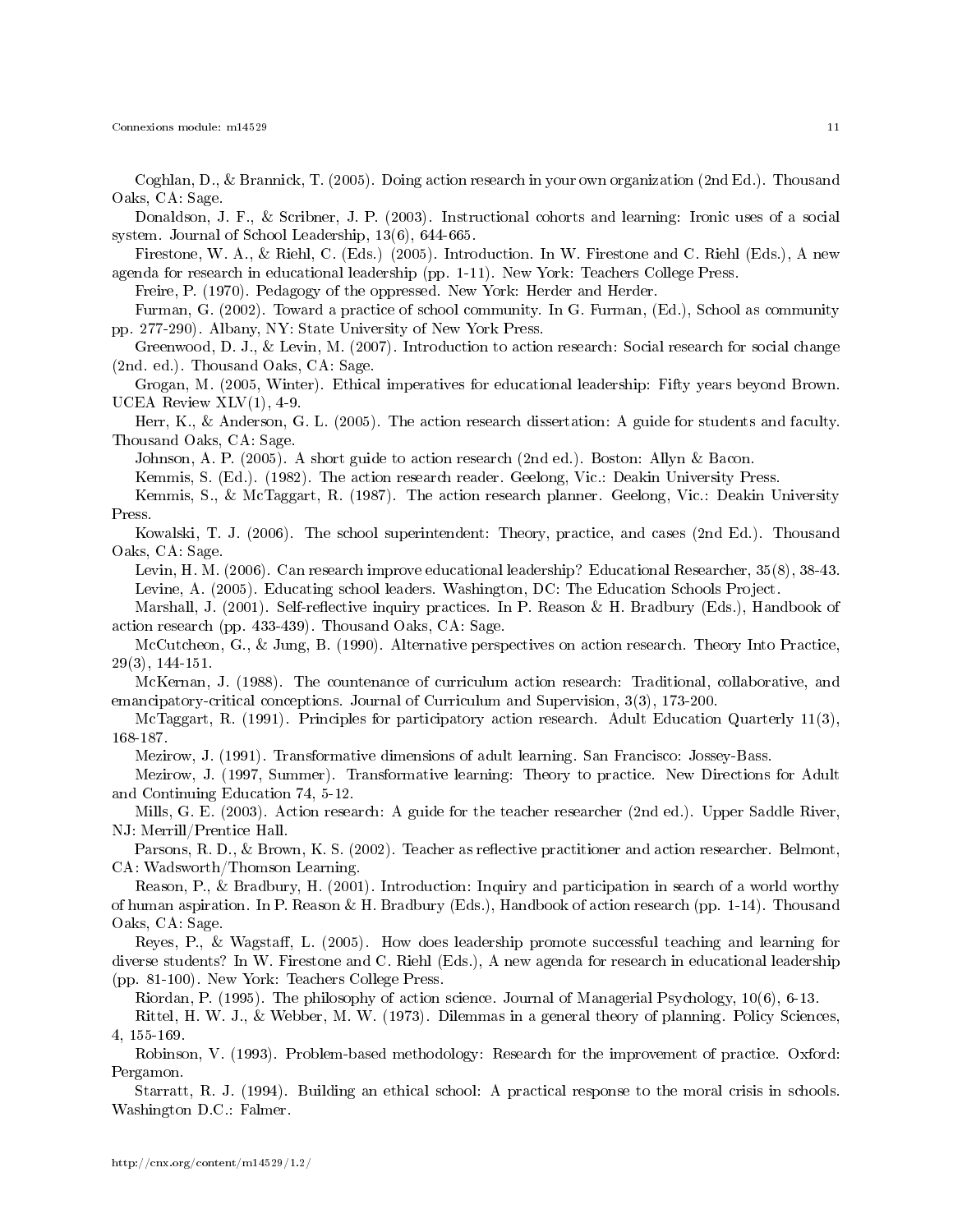Coghlan, D., & Brannick, T. (2005). Doing action research in your own organization (2nd Ed.). Thousand Oaks, CA: Sage.

Donaldson, J. F., & Scribner, J. P. (2003). Instructional cohorts and learning: Ironic uses of a social system. Journal of School Leadership, 13(6), 644-665.

Firestone, W. A., & Riehl, C. (Eds.) (2005). Introduction. In W. Firestone and C. Riehl (Eds.), A new agenda for research in educational leadership (pp. 1-11). New York: Teachers College Press.

Freire, P. (1970). Pedagogy of the oppressed. New York: Herder and Herder.

Furman, G. (2002). Toward a practice of school community. In G. Furman, (Ed.), School as community pp. 277-290). Albany, NY: State University of New York Press.

Greenwood, D. J., & Levin, M. (2007). Introduction to action research: Social research for social change (2nd. ed.). Thousand Oaks, CA: Sage.

Grogan, M. (2005, Winter). Ethical imperatives for educational leadership: Fifty years beyond Brown. UCEA Review XLV(1), 4-9.

Herr, K., & Anderson, G. L. (2005). The action research dissertation: A guide for students and faculty. Thousand Oaks, CA: Sage.

Johnson, A. P. (2005). A short guide to action research (2nd ed.). Boston: Allyn & Bacon.

Kemmis, S. (Ed.). (1982). The action research reader. Geelong, Vic.: Deakin University Press.

Kemmis, S., & McTaggart, R. (1987). The action research planner. Geelong, Vic.: Deakin University Press.

Kowalski, T. J. (2006). The school superintendent: Theory, practice, and cases (2nd Ed.). Thousand Oaks, CA: Sage.

Levin, H. M. (2006). Can research improve educational leadership? Educational Researcher, 35(8), 38-43.

Levine, A. (2005). Educating school leaders. Washington, DC: The Education Schools Project.

Marshall, J. (2001). Self-reflective inquiry practices. In P. Reason & H. Bradbury (Eds.), Handbook of action research (pp. 433-439). Thousand Oaks, CA: Sage.

McCutcheon, G., & Jung, B. (1990). Alternative perspectives on action research. Theory Into Practice, 29(3), 144-151.

McKernan, J. (1988). The countenance of curriculum action research: Traditional, collaborative, and emancipatory-critical conceptions. Journal of Curriculum and Supervision, 3(3), 173-200.

McTaggart, R. (1991). Principles for participatory action research. Adult Education Quarterly 11(3), 168-187.

Mezirow, J. (1991). Transformative dimensions of adult learning. San Francisco: Jossey-Bass.

Mezirow, J. (1997, Summer). Transformative learning: Theory to practice. New Directions for Adult and Continuing Education 74, 5-12.

Mills, G. E. (2003). Action research: A guide for the teacher researcher (2nd ed.). Upper Saddle River, NJ: Merrill/Prentice Hall.

Parsons, R. D., & Brown, K. S. (2002). Teacher as reflective practitioner and action researcher. Belmont, CA: Wadsworth/Thomson Learning.

Reason, P., & Bradbury, H. (2001). Introduction: Inquiry and participation in search of a world worthy of human aspiration. In P. Reason & H. Bradbury (Eds.), Handbook of action research (pp. 1-14). Thousand Oaks, CA: Sage.

Reyes, P., & Wagstaff, L. (2005). How does leadership promote successful teaching and learning for diverse students? In W. Firestone and C. Riehl (Eds.), A new agenda for research in educational leadership (pp. 81-100). New York: Teachers College Press.

Riordan, P. (1995). The philosophy of action science. Journal of Managerial Psychology, 10(6), 6-13.

Rittel, H. W. J., & Webber, M. W. (1973). Dilemmas in a general theory of planning. Policy Sciences, 4, 155-169.

Robinson, V. (1993). Problem-based methodology: Research for the improvement of practice. Oxford: Pergamon.

Starratt, R. J. (1994). Building an ethical school: A practical response to the moral crisis in schools. Washington D.C.: Falmer.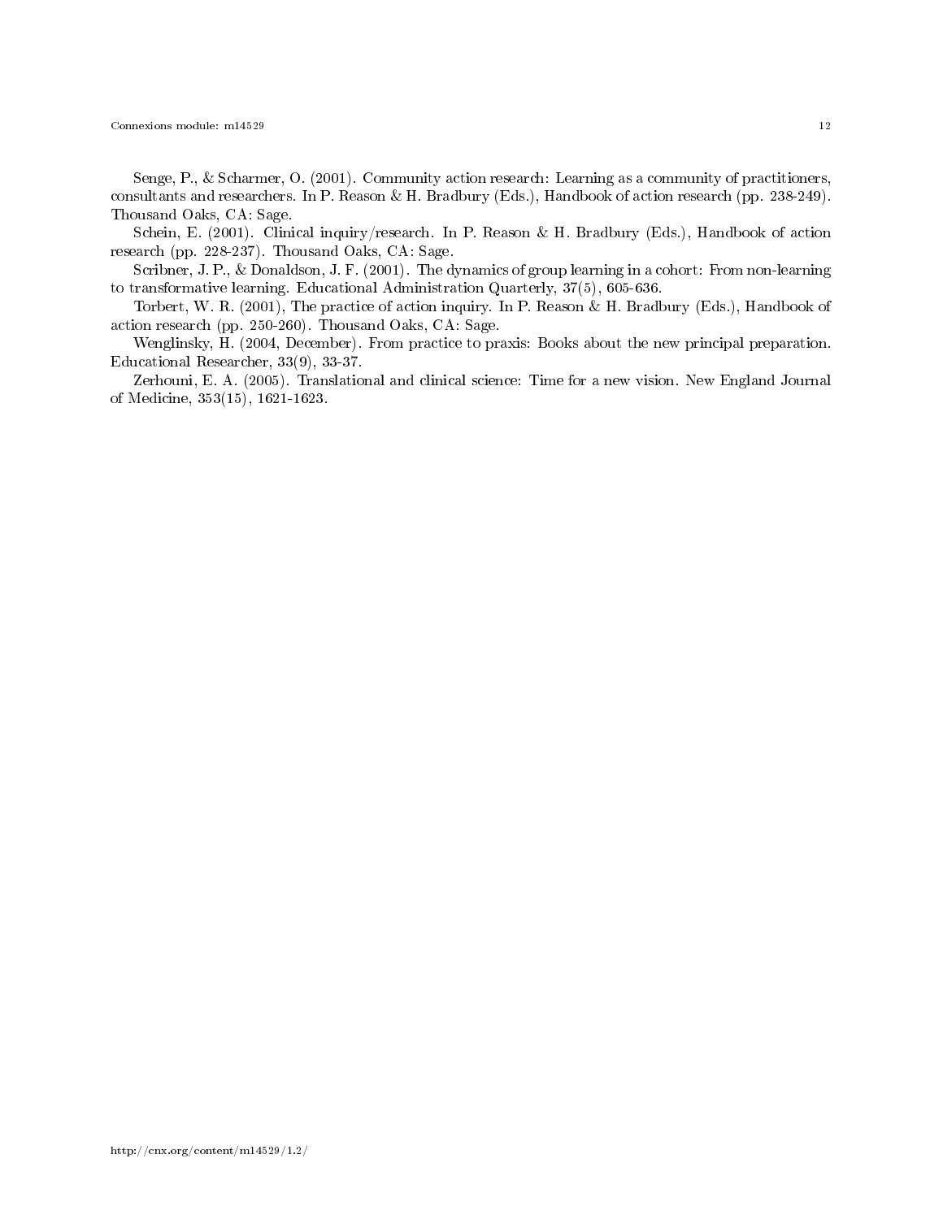Senge, P., & Scharmer, O. (2001). Community action research: Learning as a community of practitioners, consultants and researchers. In P. Reason & H. Bradbury (Eds.), Handbook of action research (pp. 238-249). Thousand Oaks, CA: Sage.

Schein, E. (2001). Clinical inquiry/research. In P. Reason & H. Bradbury (Eds.), Handbook of action research (pp. 228-237). Thousand Oaks, CA: Sage.

Scribner, J. P., & Donaldson, J. F. (2001). The dynamics of group learning in a cohort: From non-learning to transformative learning. Educational Administration Quarterly, 37(5), 605-636.

Torbert, W. R. (2001), The practice of action inquiry. In P. Reason & H. Bradbury (Eds.), Handbook of action research (pp. 250-260). Thousand Oaks, CA: Sage.

Wenglinsky, H. (2004, December). From practice to praxis: Books about the new principal preparation. Educational Researcher, 33(9), 33-37.

Zerhouni, E. A. (2005). Translational and clinical science: Time for a new vision. New England Journal of Medicine, 353(15), 1621-1623.